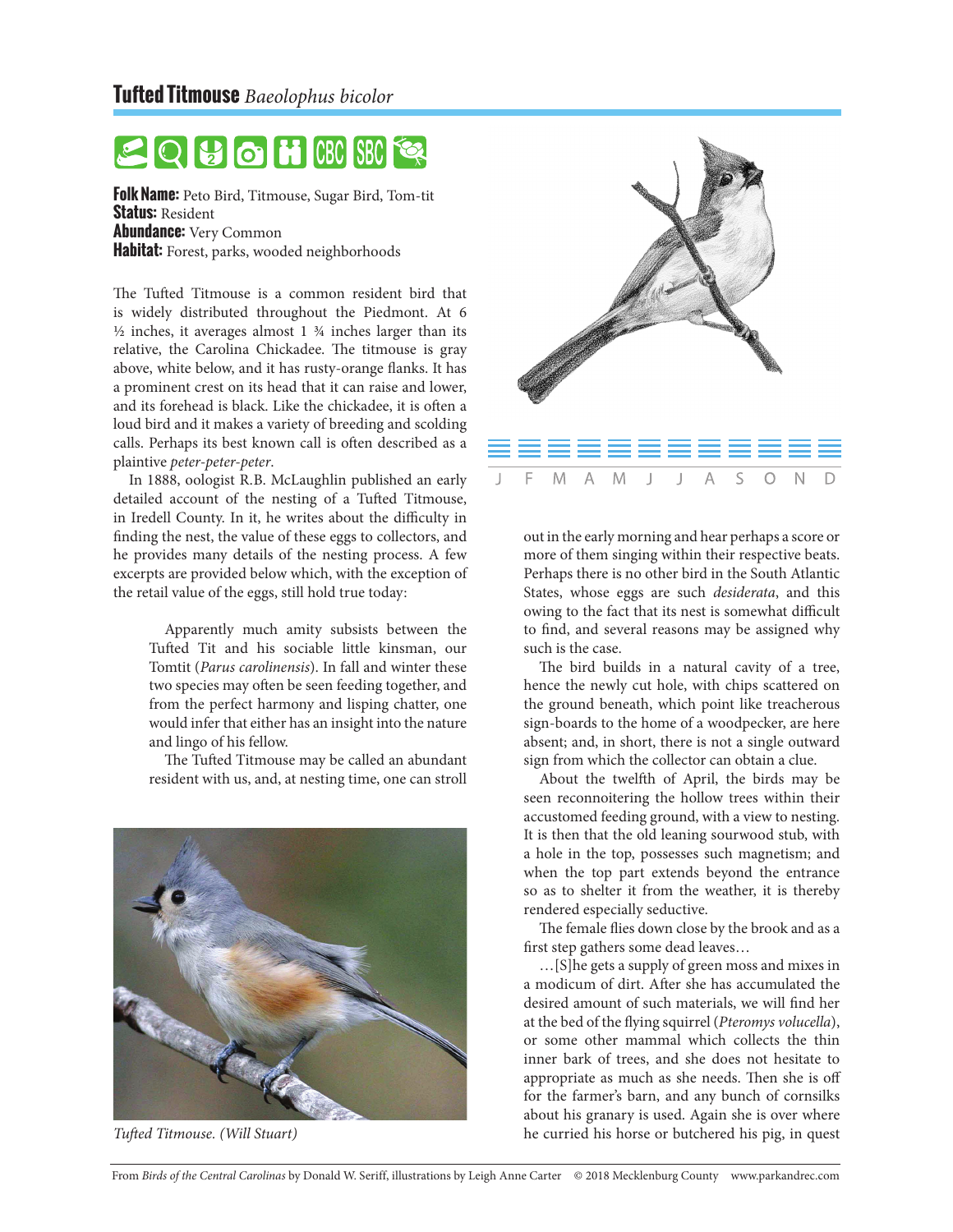## Tufted Titmouse *Baeolophus bicolor*

**Folk Name:** Peto Bird, Titmouse, Sugar Bird, Tom-tit
**Status:** Resident
**Abundance:** Very Common
**Habitat:** Forest, parks, wooded neighborhoods

The Tufted Titmouse is a common resident bird that is widely distributed throughout the Piedmont. At 6 ½ inches, it averages almost 1 ¾ inches larger than its relative, the Carolina Chickadee. The titmouse is gray above, white below, and it has rusty-orange flanks. It has a prominent crest on its head that it can raise and lower, and its forehead is black. Like the chickadee, it is often a loud bird and it makes a variety of breeding and scolding calls. Perhaps its best known call is often described as a plaintive *peter-peter-peter*.

In 1888, oologist R.B. McLaughlin published an early detailed account of the nesting of a Tufted Titmouse, in Iredell County. In it, he writes about the difficulty in finding the nest, the value of these eggs to collectors, and he provides many details of the nesting process. A few excerpts are provided below which, with the exception of the retail value of the eggs, still hold true today:

> Apparently much amity subsists between the Tufted Tit and his sociable little kinsman, our Tomtit (*Parus carolinensis*). In fall and winter these two species may often be seen feeding together, and from the perfect harmony and lisping chatter, one would infer that either has an insight into the nature and lingo of his fellow.
>
> The Tufted Titmouse may be called an abundant resident with us, and, at nesting time, one can stroll out in the early morning and hear perhaps a score or more of them singing within their respective beats. Perhaps there is no other bird in the South Atlantic States, whose eggs are such *desiderata*, and this owing to the fact that its nest is somewhat difficult to find, and several reasons may be assigned why such is the case.
>
> The bird builds in a natural cavity of a tree, hence the newly cut hole, with chips scattered on the ground beneath, which point like treacherous sign-boards to the home of a woodpecker, are here absent; and, in short, there is not a single outward sign from which the collector can obtain a clue.
>
> About the twelfth of April, the birds may be seen reconnoitering the hollow trees within their accustomed feeding ground, with a view to nesting. It is then that the old leaning sourwood stub, with a hole in the top, possesses such magnetism; and when the top part extends beyond the entrance so as to shelter it from the weather, it is thereby rendered especially seductive.
>
> The female flies down close by the brook and as a first step gathers some dead leaves…
>
> …[S]he gets a supply of green moss and mixes in a modicum of dirt. After she has accumulated the desired amount of such materials, we will find her at the bed of the flying squirrel (*Pteromys volucella*), or some other mammal which collects the thin inner bark of trees, and she does not hesitate to appropriate as much as she needs. Then she is off for the farmer's barn, and any bunch of cornsilks about his granary is used. Again she is over where he curried his horse or butchered his pig, in quest

*Tufted Titmouse. (Will Stuart)*

J F M A M J J A S O N D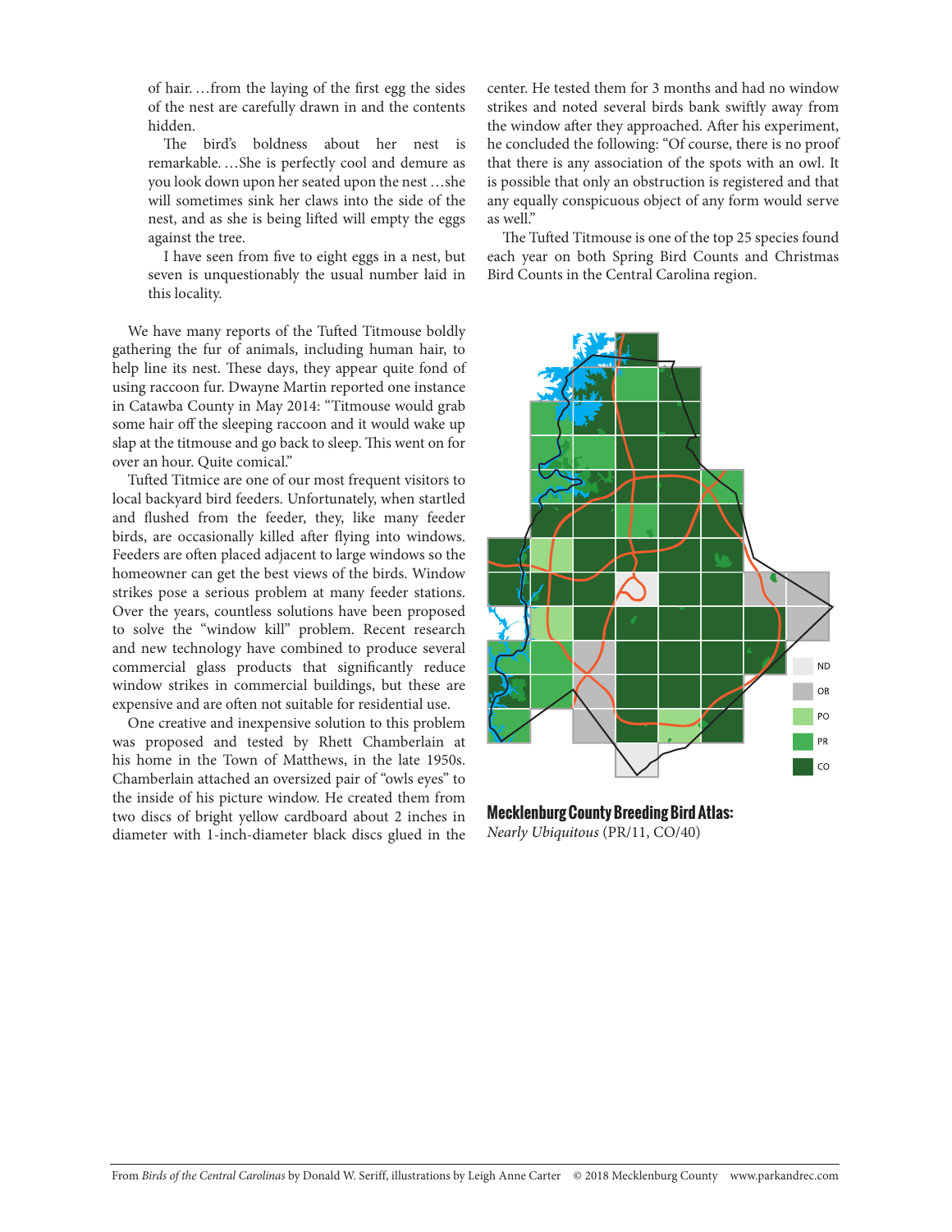of hair. …from the laying of the first egg the sides of the nest are carefully drawn in and the contents hidden.

The bird's boldness about her nest is remarkable. …She is perfectly cool and demure as you look down upon her seated upon the nest …she will sometimes sink her claws into the side of the nest, and as she is being lifted will empty the eggs against the tree.

I have seen from five to eight eggs in a nest, but seven is unquestionably the usual number laid in this locality.

We have many reports of the Tufted Titmouse boldly gathering the fur of animals, including human hair, to help line its nest. These days, they appear quite fond of using raccoon fur. Dwayne Martin reported one instance in Catawba County in May 2014: "Titmouse would grab some hair off the sleeping raccoon and it would wake up slap at the titmouse and go back to sleep. This went on for over an hour. Quite comical."

Tufted Titmice are one of our most frequent visitors to local backyard bird feeders. Unfortunately, when startled and flushed from the feeder, they, like many feeder birds, are occasionally killed after flying into windows. Feeders are often placed adjacent to large windows so the homeowner can get the best views of the birds. Window strikes pose a serious problem at many feeder stations. Over the years, countless solutions have been proposed to solve the "window kill" problem. Recent research and new technology have combined to produce several commercial glass products that significantly reduce window strikes in commercial buildings, but these are expensive and are often not suitable for residential use.

One creative and inexpensive solution to this problem was proposed and tested by Rhett Chamberlain at his home in the Town of Matthews, in the late 1950s. Chamberlain attached an oversized pair of "owls eyes" to the inside of his picture window. He created them from two discs of bright yellow cardboard about 2 inches in diameter with 1-inch-diameter black discs glued in the center. He tested them for 3 months and had no window strikes and noted several birds bank swiftly away from the window after they approached. After his experiment, he concluded the following: "Of course, there is no proof that there is any association of the spots with an owl. It is possible that only an obstruction is registered and that any equally conspicuous object of any form would serve as well."

The Tufted Titmouse is one of the top 25 species found each year on both Spring Bird Counts and Christmas Bird Counts in the Central Carolina region.

ND
OB
PO
PR
CO

**Mecklenburg County Breeding Bird Atlas:**
*Nearly Ubiquitous* (PR/11, CO/40)